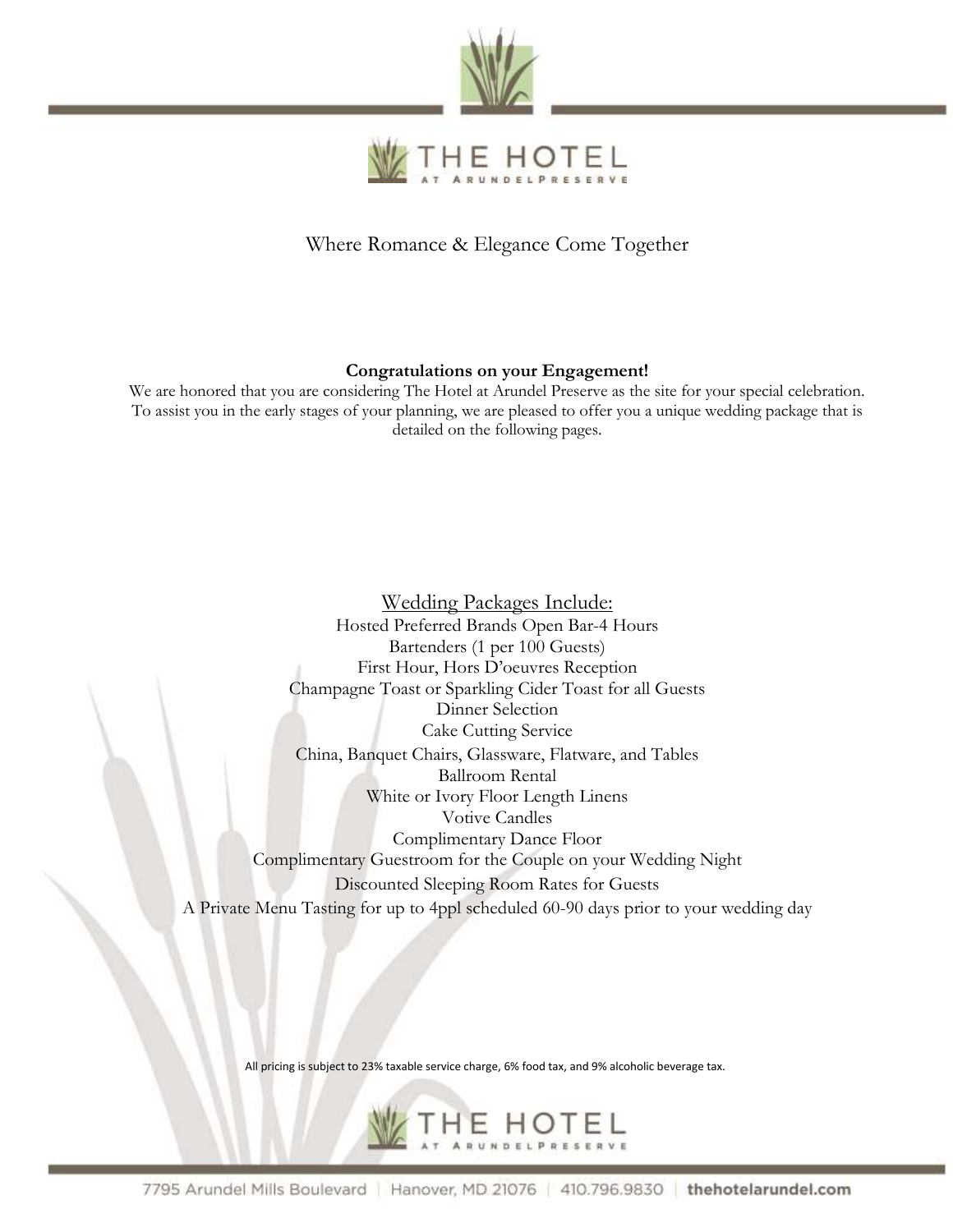# THE HOTEL AT ARUNDEL PRESERVE

Where Romance & Elegance Come Together

**Congratulations on your Engagement!**

We are honored that you are considering The Hotel at Arundel Preserve as the site for your special celebration. To assist you in the early stages of your planning, we are pleased to offer you a unique wedding package that is detailed on the following pages.

## Wedding Packages Include:

- Hosted Preferred Brands Open Bar-4 Hours
- Bartenders (1 per 100 Guests)
- First Hour, Hors D'oeuvres Reception
- Champagne Toast or Sparkling Cider Toast for all Guests
- Dinner Selection
- Cake Cutting Service
- China, Banquet Chairs, Glassware, Flatware, and Tables
- Ballroom Rental
- White or Ivory Floor Length Linens
- Votive Candles
- Complimentary Dance Floor
- Complimentary Guestroom for the Couple on your Wedding Night
- Discounted Sleeping Room Rates for Guests
- A Private Menu Tasting for up to 4ppl scheduled 60-90 days prior to your wedding day

All pricing is subject to 23% taxable service charge, 6% food tax, and 9% alcoholic beverage tax.

7795 Arundel Mills Boulevard | Hanover, MD 21076 | 410.796.9830 | thehotelarundel.com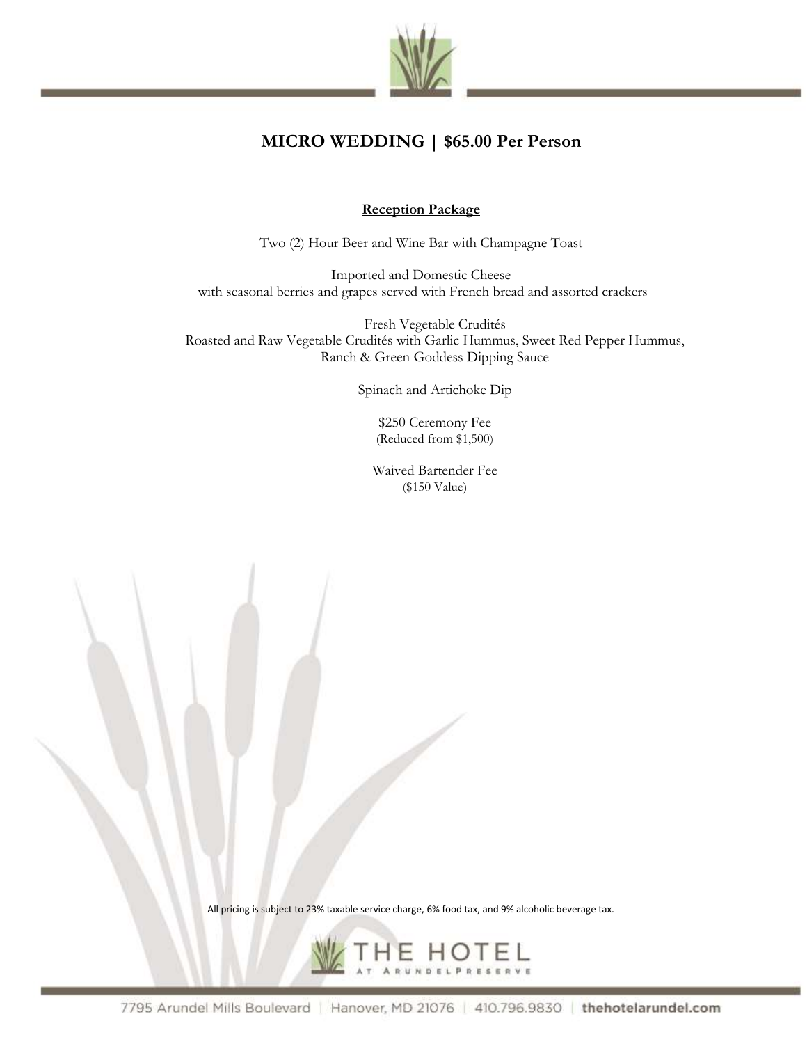# MICRO WEDDING | $65.00 Per Person

**Reception Package**

Two (2) Hour Beer and Wine Bar with Champagne Toast

Imported and Domestic Cheese
with seasonal berries and grapes served with French bread and assorted crackers

Fresh Vegetable Crudités
Roasted and Raw Vegetable Crudités with Garlic Hummus, Sweet Red Pepper Hummus, Ranch & Green Goddess Dipping Sauce

Spinach and Artichoke Dip

$250 Ceremony Fee
(Reduced from $1,500)

Waived Bartender Fee
($150 Value)

All pricing is subject to 23% taxable service charge, 6% food tax, and 9% alcoholic beverage tax.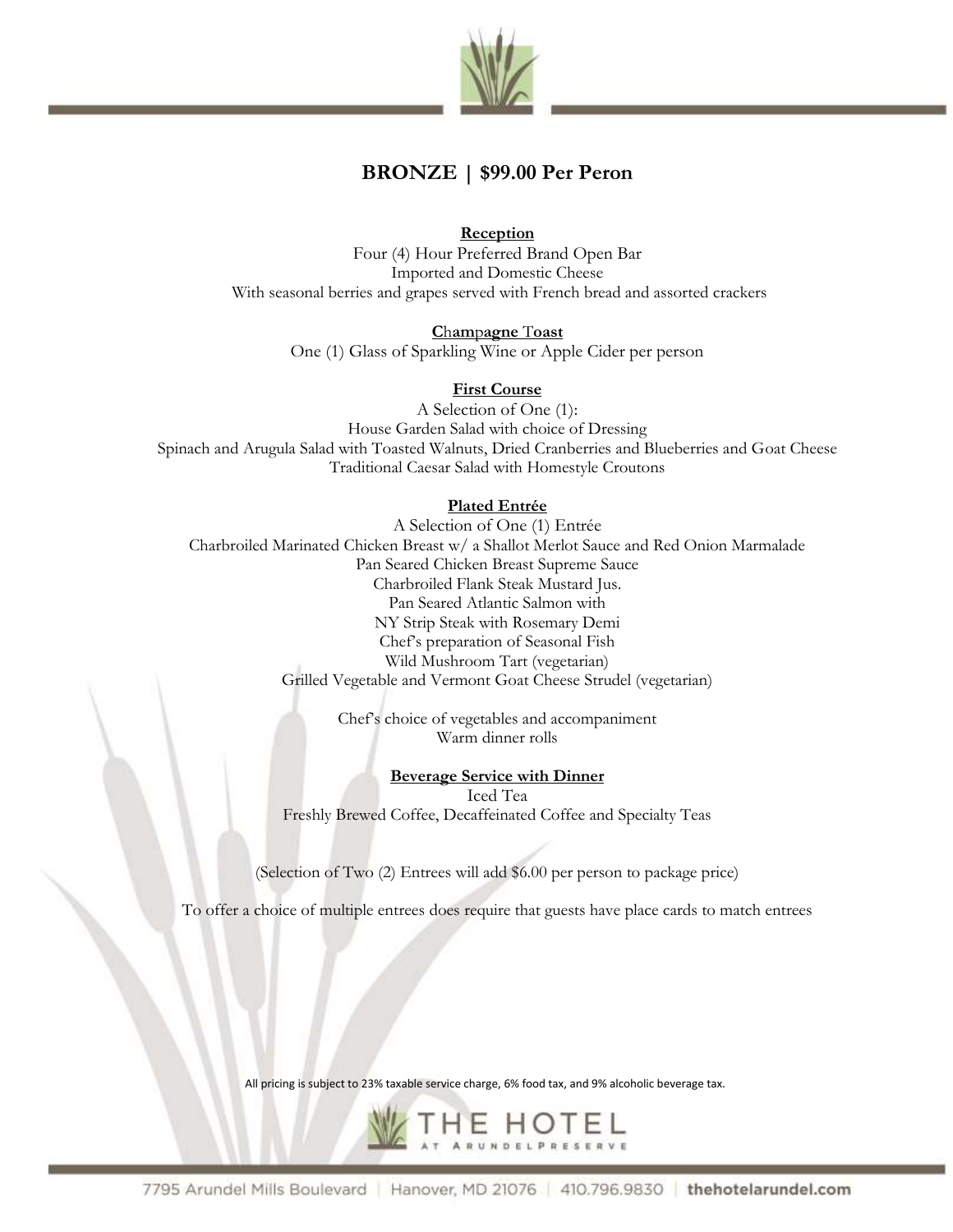# BRONZE | $99.00 Per Peron

**Reception**

Four (4) Hour Preferred Brand Open Bar
Imported and Domestic Cheese
With seasonal berries and grapes served with French bread and assorted crackers

**Champagne Toast**

One (1) Glass of Sparkling Wine or Apple Cider per person

**First Course**

A Selection of One (1):
House Garden Salad with choice of Dressing
Spinach and Arugula Salad with Toasted Walnuts, Dried Cranberries and Blueberries and Goat Cheese
Traditional Caesar Salad with Homestyle Croutons

**Plated Entrée**

A Selection of One (1) Entrée
Charbroiled Marinated Chicken Breast w/ a Shallot Merlot Sauce and Red Onion Marmalade
Pan Seared Chicken Breast Supreme Sauce
Charbroiled Flank Steak Mustard Jus.
Pan Seared Atlantic Salmon with
NY Strip Steak with Rosemary Demi
Chef's preparation of Seasonal Fish
Wild Mushroom Tart (vegetarian)
Grilled Vegetable and Vermont Goat Cheese Strudel (vegetarian)

Chef's choice of vegetables and accompaniment
Warm dinner rolls

**Beverage Service with Dinner**

Iced Tea
Freshly Brewed Coffee, Decaffeinated Coffee and Specialty Teas

(Selection of Two (2) Entrees will add $6.00 per person to package price)

To offer a choice of multiple entrees does require that guests have place cards to match entrees

All pricing is subject to 23% taxable service charge, 6% food tax, and 9% alcoholic beverage tax.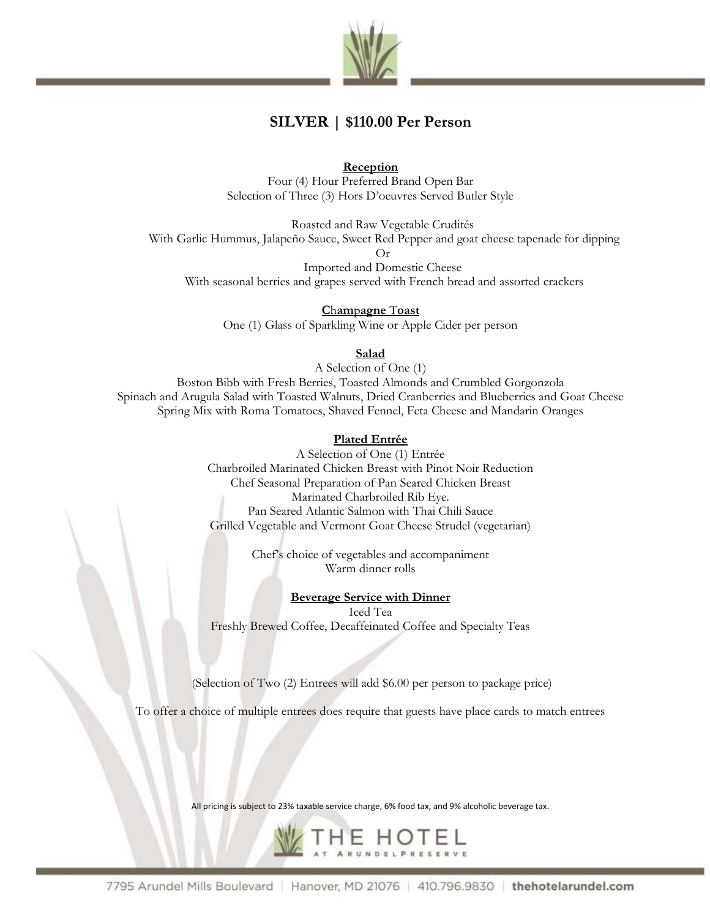# SILVER | $110.00 Per Person

**Reception**

Four (4) Hour Preferred Brand Open Bar
Selection of Three (3) Hors D'oeuvres Served Butler Style

Roasted and Raw Vegetable Crudités
With Garlic Hummus, Jalapeño Sauce, Sweet Red Pepper and goat cheese tapenade for dipping
Or
Imported and Domestic Cheese
With seasonal berries and grapes served with French bread and assorted crackers

**Champagne Toast**

One (1) Glass of Sparkling Wine or Apple Cider per person

**Salad**

A Selection of One (1)
Boston Bibb with Fresh Berries, Toasted Almonds and Crumbled Gorgonzola
Spinach and Arugula Salad with Toasted Walnuts, Dried Cranberries and Blueberries and Goat Cheese
Spring Mix with Roma Tomatoes, Shaved Fennel, Feta Cheese and Mandarin Oranges

**Plated Entrée**

A Selection of One (1) Entrée
Charbroiled Marinated Chicken Breast with Pinot Noir Reduction
Chef Seasonal Preparation of Pan Seared Chicken Breast
Marinated Charbroiled Rib Eye.
Pan Seared Atlantic Salmon with Thai Chili Sauce
Grilled Vegetable and Vermont Goat Cheese Strudel (vegetarian)

Chef's choice of vegetables and accompaniment
Warm dinner rolls

**Beverage Service with Dinner**

Iced Tea
Freshly Brewed Coffee, Decaffeinated Coffee and Specialty Teas

(Selection of Two (2) Entrees will add $6.00 per person to package price)

To offer a choice of multiple entrees does require that guests have place cards to match entrees

All pricing is subject to 23% taxable service charge, 6% food tax, and 9% alcoholic beverage tax.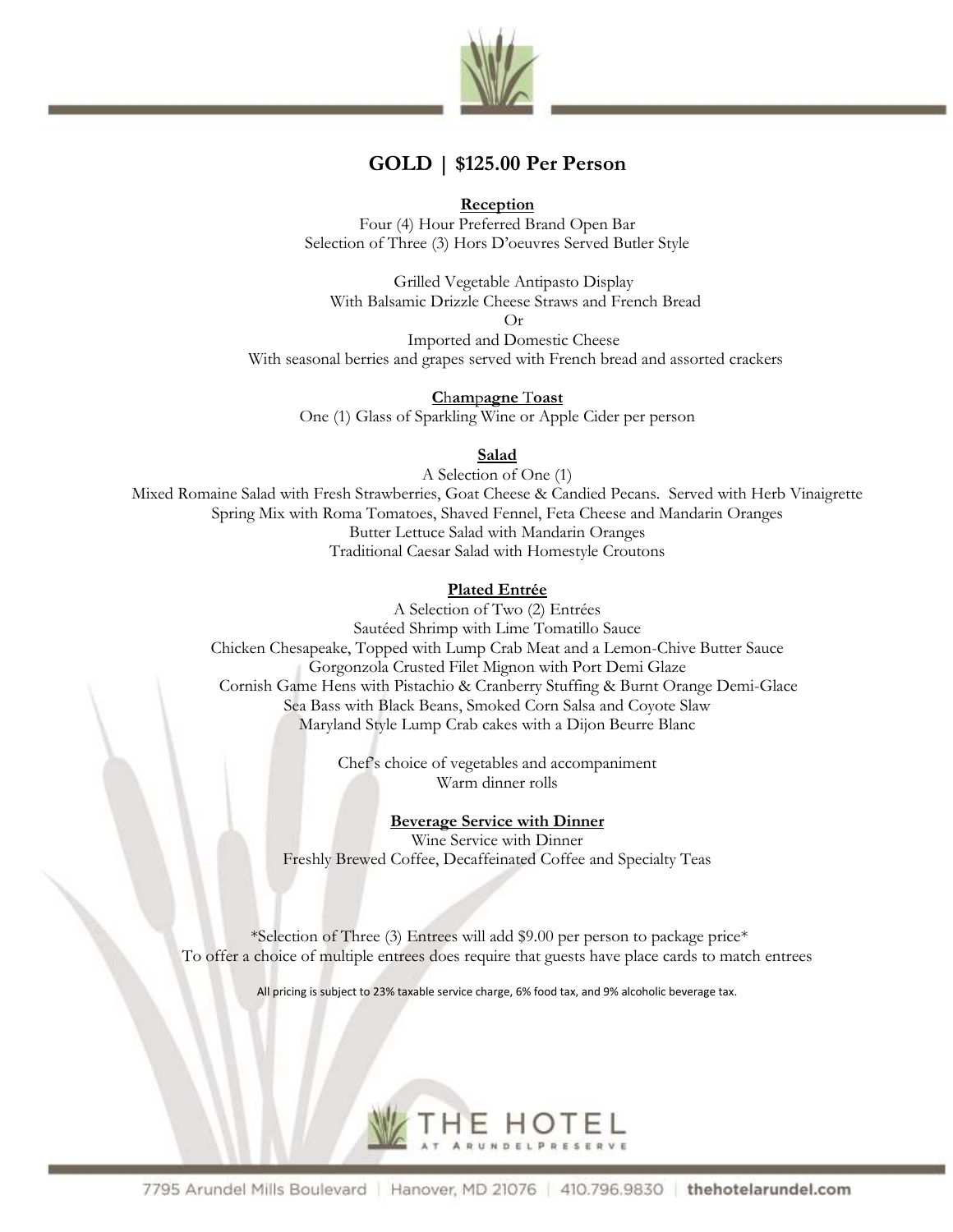## GOLD | $125.00 Per Person

**Reception**

Four (4) Hour Preferred Brand Open Bar
Selection of Three (3) Hors D'oeuvres Served Butler Style

Grilled Vegetable Antipasto Display
With Balsamic Drizzle Cheese Straws and French Bread
Or
Imported and Domestic Cheese
With seasonal berries and grapes served with French bread and assorted crackers

**Champagne Toast**

One (1) Glass of Sparkling Wine or Apple Cider per person

**Salad**

A Selection of One (1)
Mixed Romaine Salad with Fresh Strawberries, Goat Cheese & Candied Pecans. Served with Herb Vinaigrette
Spring Mix with Roma Tomatoes, Shaved Fennel, Feta Cheese and Mandarin Oranges
Butter Lettuce Salad with Mandarin Oranges
Traditional Caesar Salad with Homestyle Croutons

**Plated Entrée**

A Selection of Two (2) Entrées
Sautéed Shrimp with Lime Tomatillo Sauce
Chicken Chesapeake, Topped with Lump Crab Meat and a Lemon-Chive Butter Sauce
Gorgonzola Crusted Filet Mignon with Port Demi Glaze
Cornish Game Hens with Pistachio & Cranberry Stuffing & Burnt Orange Demi-Glace
Sea Bass with Black Beans, Smoked Corn Salsa and Coyote Slaw
Maryland Style Lump Crab cakes with a Dijon Beurre Blanc

Chef's choice of vegetables and accompaniment
Warm dinner rolls

**Beverage Service with Dinner**

Wine Service with Dinner
Freshly Brewed Coffee, Decaffeinated Coffee and Specialty Teas

*Selection of Three (3) Entrees will add $9.00 per person to package price*
To offer a choice of multiple entrees does require that guests have place cards to match entrees

All pricing is subject to 23% taxable service charge, 6% food tax, and 9% alcoholic beverage tax.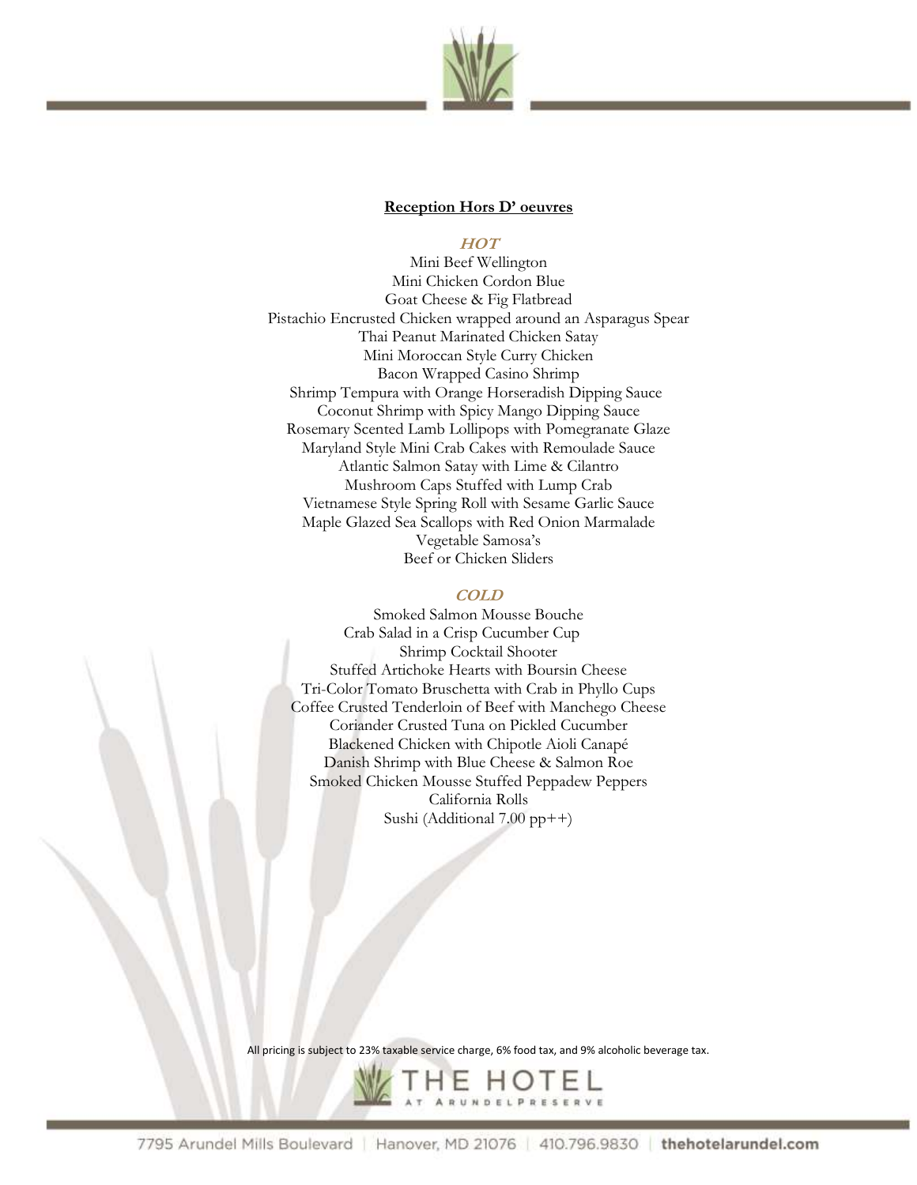## Reception Hors D' oeuvres

### *HOT*

Mini Beef Wellington
Mini Chicken Cordon Blue
Goat Cheese & Fig Flatbread
Pistachio Encrusted Chicken wrapped around an Asparagus Spear
Thai Peanut Marinated Chicken Satay
Mini Moroccan Style Curry Chicken
Bacon Wrapped Casino Shrimp
Shrimp Tempura with Orange Horseradish Dipping Sauce
Coconut Shrimp with Spicy Mango Dipping Sauce
Rosemary Scented Lamb Lollipops with Pomegranate Glaze
Maryland Style Mini Crab Cakes with Remoulade Sauce
Atlantic Salmon Satay with Lime & Cilantro
Mushroom Caps Stuffed with Lump Crab
Vietnamese Style Spring Roll with Sesame Garlic Sauce
Maple Glazed Sea Scallops with Red Onion Marmalade
Vegetable Samosa's
Beef or Chicken Sliders

### *COLD*

Smoked Salmon Mousse Bouche
Crab Salad in a Crisp Cucumber Cup
Shrimp Cocktail Shooter
Stuffed Artichoke Hearts with Boursin Cheese
Tri-Color Tomato Bruschetta with Crab in Phyllo Cups
Coffee Crusted Tenderloin of Beef with Manchego Cheese
Coriander Crusted Tuna on Pickled Cucumber
Blackened Chicken with Chipotle Aioli Canapé
Danish Shrimp with Blue Cheese & Salmon Roe
Smoked Chicken Mousse Stuffed Peppadew Peppers
California Rolls
Sushi (Additional 7.00 pp++)

All pricing is subject to 23% taxable service charge, 6% food tax, and 9% alcoholic beverage tax.

THE HOTEL AT ARUNDEL PRESERVE

7795 Arundel Mills Boulevard | Hanover, MD 21076 | 410.796.9830 | thehotelarundel.com